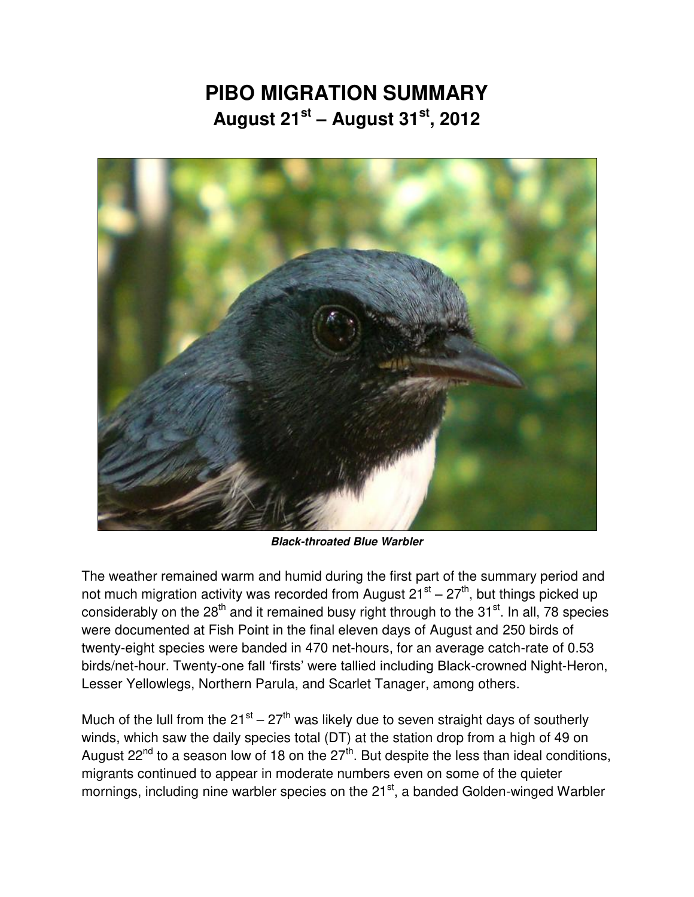# PIBO MIGRATION SUMMARY
## August 21$^{st}$ – August 31$^{st}$, 2012

***Black-throated Blue Warbler***

The weather remained warm and humid during the first part of the summary period and not much migration activity was recorded from August 21$^{st}$ – 27$^{th}$, but things picked up considerably on the 28$^{th}$ and it remained busy right through to the 31$^{st}$. In all, 78 species were documented at Fish Point in the final eleven days of August and 250 birds of twenty-eight species were banded in 470 net-hours, for an average catch-rate of 0.53 birds/net-hour. Twenty-one fall 'firsts' were tallied including Black-crowned Night-Heron, Lesser Yellowlegs, Northern Parula, and Scarlet Tanager, among others.

Much of the lull from the 21$^{st}$ – 27$^{th}$ was likely due to seven straight days of southerly winds, which saw the daily species total (DT) at the station drop from a high of 49 on August 22$^{nd}$ to a season low of 18 on the 27$^{th}$. But despite the less than ideal conditions, migrants continued to appear in moderate numbers even on some of the quieter mornings, including nine warbler species on the 21$^{st}$, a banded Golden-winged Warbler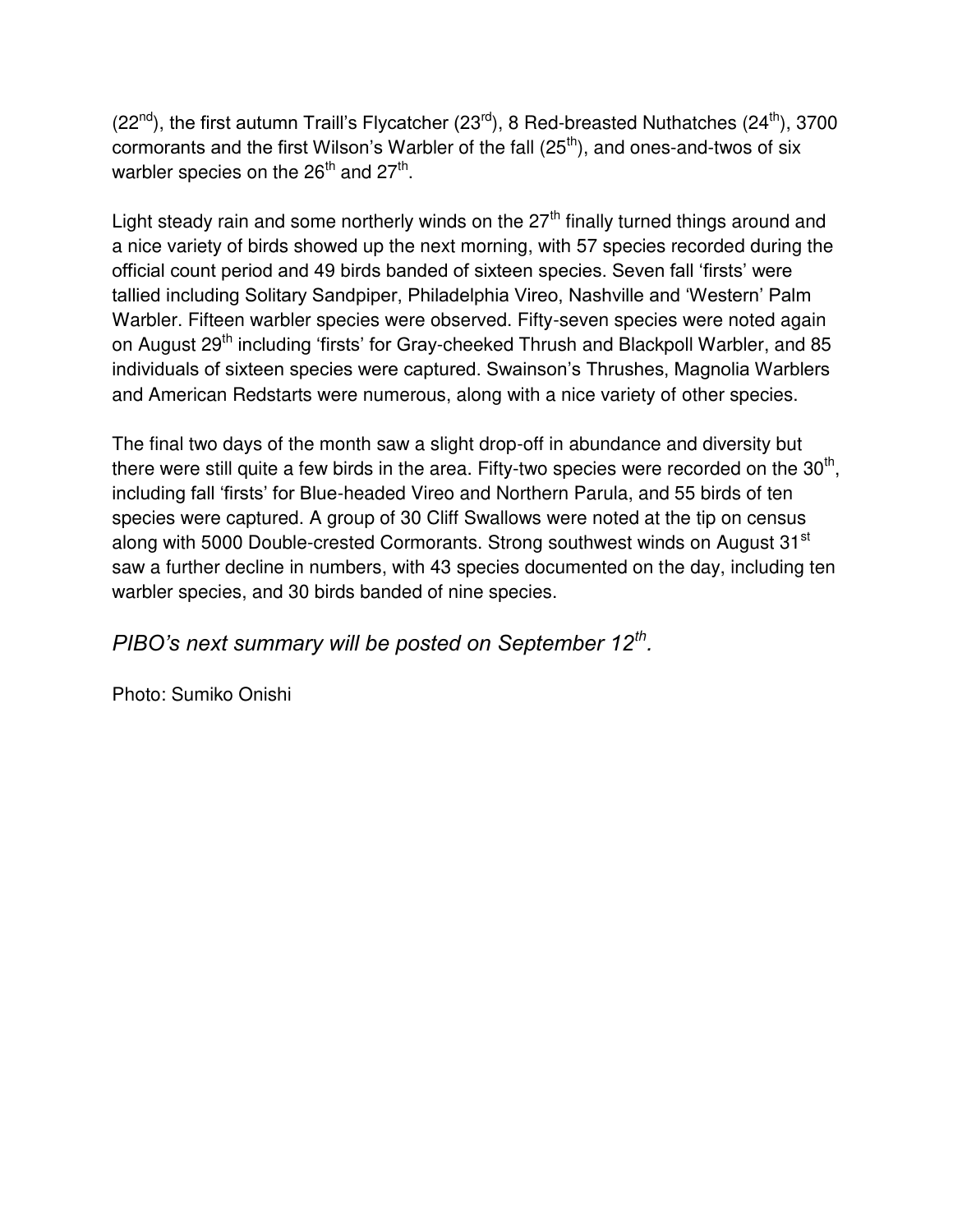(22nd), the first autumn Traill's Flycatcher (23rd), 8 Red-breasted Nuthatches (24th), 3700 cormorants and the first Wilson's Warbler of the fall (25th), and ones-and-twos of six warbler species on the 26th and 27th.

Light steady rain and some northerly winds on the 27th finally turned things around and a nice variety of birds showed up the next morning, with 57 species recorded during the official count period and 49 birds banded of sixteen species. Seven fall 'firsts' were tallied including Solitary Sandpiper, Philadelphia Vireo, Nashville and 'Western' Palm Warbler. Fifteen warbler species were observed. Fifty-seven species were noted again on August 29th including 'firsts' for Gray-cheeked Thrush and Blackpoll Warbler, and 85 individuals of sixteen species were captured. Swainson's Thrushes, Magnolia Warblers and American Redstarts were numerous, along with a nice variety of other species.

The final two days of the month saw a slight drop-off in abundance and diversity but there were still quite a few birds in the area. Fifty-two species were recorded on the 30th, including fall 'firsts' for Blue-headed Vireo and Northern Parula, and 55 birds of ten species were captured. A group of 30 Cliff Swallows were noted at the tip on census along with 5000 Double-crested Cormorants. Strong southwest winds on August 31st saw a further decline in numbers, with 43 species documented on the day, including ten warbler species, and 30 birds banded of nine species.

*PIBO's next summary will be posted on September 12th.*

Photo: Sumiko Onishi